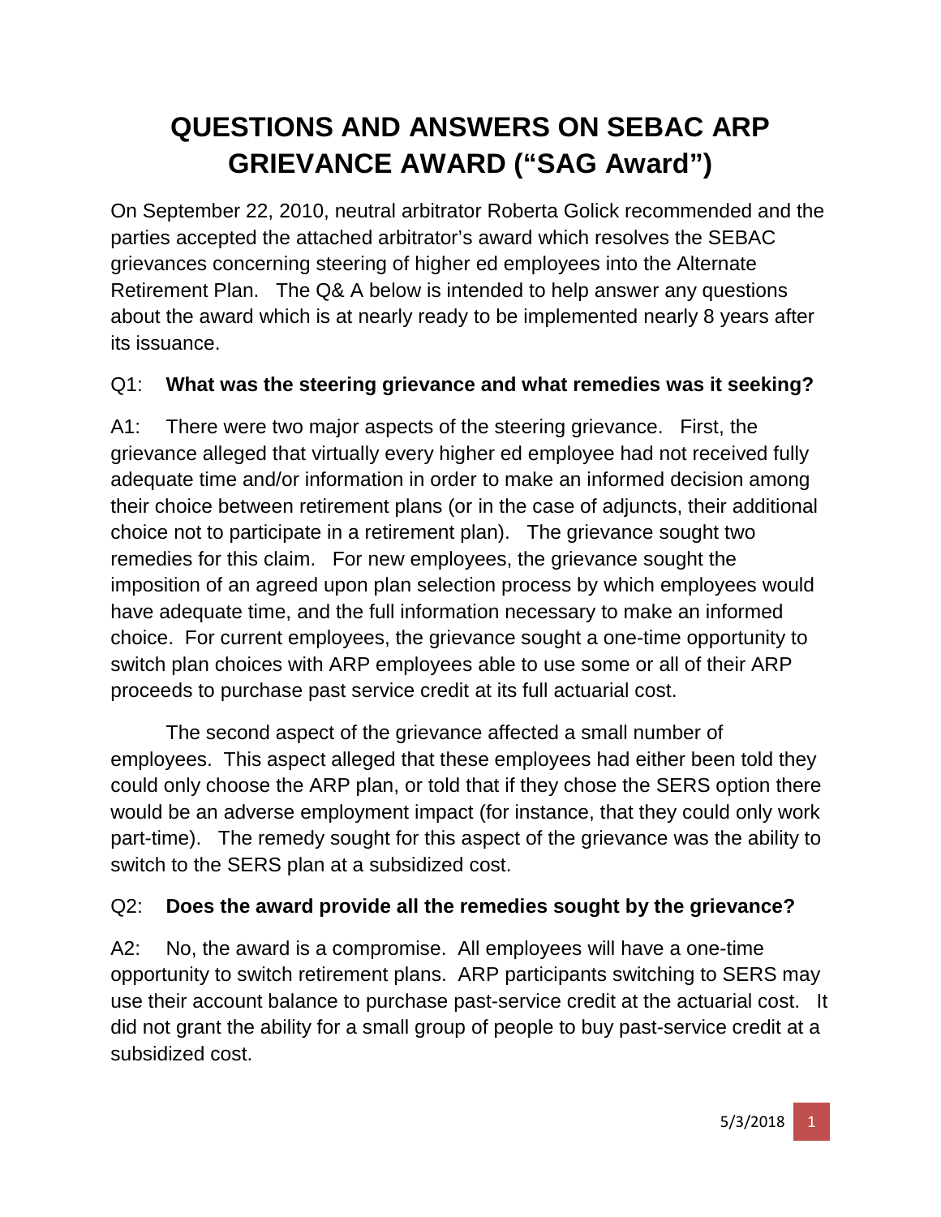# QUESTIONS AND ANSWERS ON SEBAC ARP GRIEVANCE AWARD ("SAG Award")

On September 22, 2010, neutral arbitrator Roberta Golick recommended and the parties accepted the attached arbitrator's award which resolves the SEBAC grievances concerning steering of higher ed employees into the Alternate Retirement Plan. The Q& A below is intended to help answer any questions about the award which is at nearly ready to be implemented nearly 8 years after its issuance.

Q1: **What was the steering grievance and what remedies was it seeking?**

A1: There were two major aspects of the steering grievance. First, the grievance alleged that virtually every higher ed employee had not received fully adequate time and/or information in order to make an informed decision among their choice between retirement plans (or in the case of adjuncts, their additional choice not to participate in a retirement plan). The grievance sought two remedies for this claim. For new employees, the grievance sought the imposition of an agreed upon plan selection process by which employees would have adequate time, and the full information necessary to make an informed choice. For current employees, the grievance sought a one-time opportunity to switch plan choices with ARP employees able to use some or all of their ARP proceeds to purchase past service credit at its full actuarial cost.

The second aspect of the grievance affected a small number of employees. This aspect alleged that these employees had either been told they could only choose the ARP plan, or told that if they chose the SERS option there would be an adverse employment impact (for instance, that they could only work part-time). The remedy sought for this aspect of the grievance was the ability to switch to the SERS plan at a subsidized cost.

Q2: **Does the award provide all the remedies sought by the grievance?**

A2: No, the award is a compromise. All employees will have a one-time opportunity to switch retirement plans. ARP participants switching to SERS may use their account balance to purchase past-service credit at the actuarial cost. It did not grant the ability for a small group of people to buy past-service credit at a subsidized cost.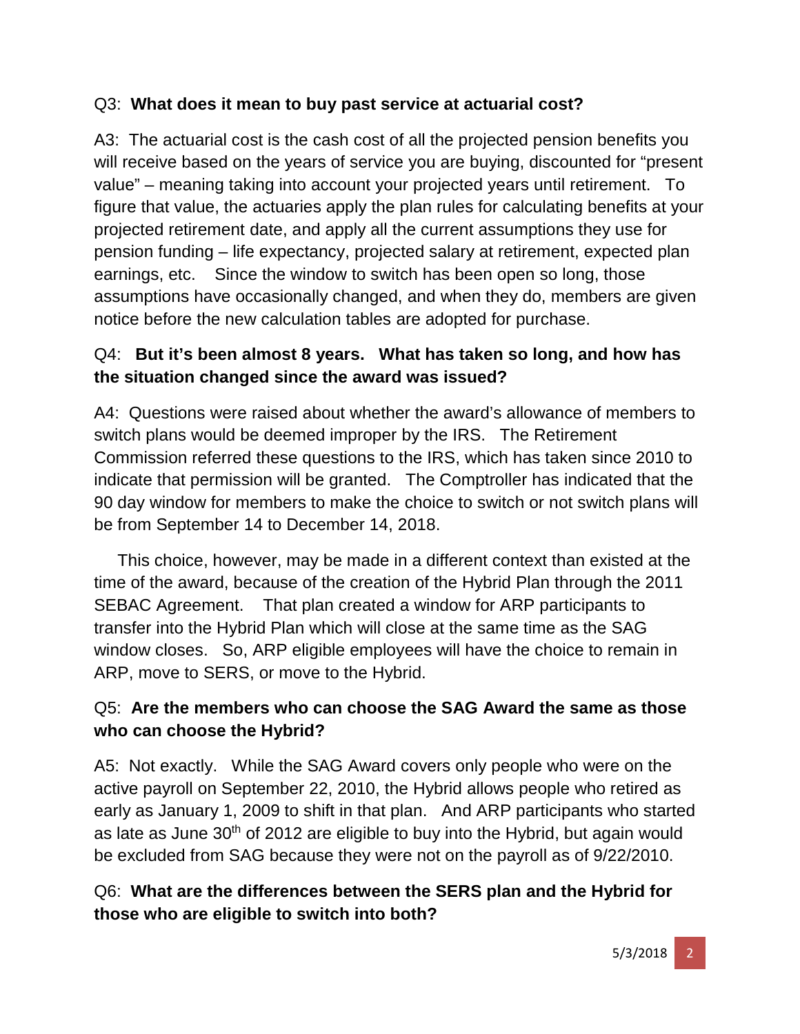Q3: **What does it mean to buy past service at actuarial cost?**

A3: The actuarial cost is the cash cost of all the projected pension benefits you will receive based on the years of service you are buying, discounted for "present value" – meaning taking into account your projected years until retirement. To figure that value, the actuaries apply the plan rules for calculating benefits at your projected retirement date, and apply all the current assumptions they use for pension funding – life expectancy, projected salary at retirement, expected plan earnings, etc. Since the window to switch has been open so long, those assumptions have occasionally changed, and when they do, members are given notice before the new calculation tables are adopted for purchase.

Q4: **But it's been almost 8 years. What has taken so long, and how has the situation changed since the award was issued?**

A4: Questions were raised about whether the award's allowance of members to switch plans would be deemed improper by the IRS. The Retirement Commission referred these questions to the IRS, which has taken since 2010 to indicate that permission will be granted. The Comptroller has indicated that the 90 day window for members to make the choice to switch or not switch plans will be from September 14 to December 14, 2018.

This choice, however, may be made in a different context than existed at the time of the award, because of the creation of the Hybrid Plan through the 2011 SEBAC Agreement. That plan created a window for ARP participants to transfer into the Hybrid Plan which will close at the same time as the SAG window closes. So, ARP eligible employees will have the choice to remain in ARP, move to SERS, or move to the Hybrid.

Q5: **Are the members who can choose the SAG Award the same as those who can choose the Hybrid?**

A5: Not exactly. While the SAG Award covers only people who were on the active payroll on September 22, 2010, the Hybrid allows people who retired as early as January 1, 2009 to shift in that plan. And ARP participants who started as late as June 30th of 2012 are eligible to buy into the Hybrid, but again would be excluded from SAG because they were not on the payroll as of 9/22/2010.

Q6: **What are the differences between the SERS plan and the Hybrid for those who are eligible to switch into both?**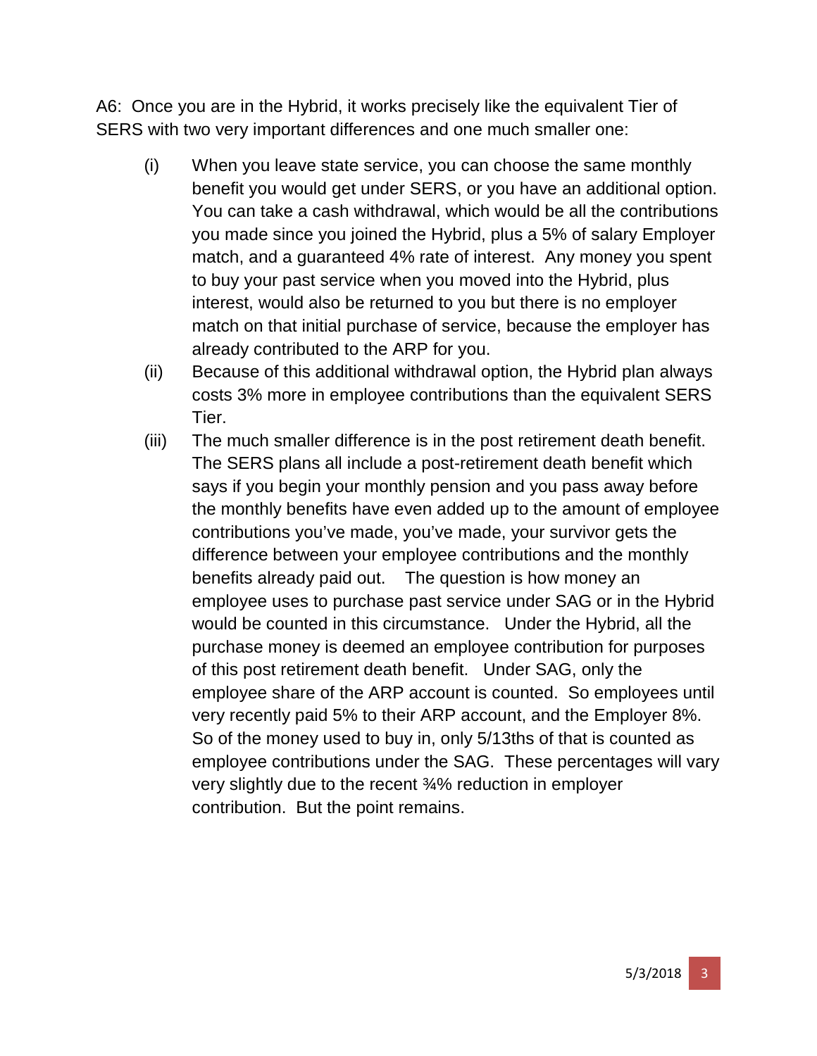A6: Once you are in the Hybrid, it works precisely like the equivalent Tier of SERS with two very important differences and one much smaller one:

(i) When you leave state service, you can choose the same monthly benefit you would get under SERS, or you have an additional option. You can take a cash withdrawal, which would be all the contributions you made since you joined the Hybrid, plus a 5% of salary Employer match, and a guaranteed 4% rate of interest. Any money you spent to buy your past service when you moved into the Hybrid, plus interest, would also be returned to you but there is no employer match on that initial purchase of service, because the employer has already contributed to the ARP for you.

(ii) Because of this additional withdrawal option, the Hybrid plan always costs 3% more in employee contributions than the equivalent SERS Tier.

(iii) The much smaller difference is in the post retirement death benefit. The SERS plans all include a post-retirement death benefit which says if you begin your monthly pension and you pass away before the monthly benefits have even added up to the amount of employee contributions you've made, you've made, your survivor gets the difference between your employee contributions and the monthly benefits already paid out. The question is how money an employee uses to purchase past service under SAG or in the Hybrid would be counted in this circumstance. Under the Hybrid, all the purchase money is deemed an employee contribution for purposes of this post retirement death benefit. Under SAG, only the employee share of the ARP account is counted. So employees until very recently paid 5% to their ARP account, and the Employer 8%. So of the money used to buy in, only 5/13ths of that is counted as employee contributions under the SAG. These percentages will vary very slightly due to the recent ¾% reduction in employer contribution. But the point remains.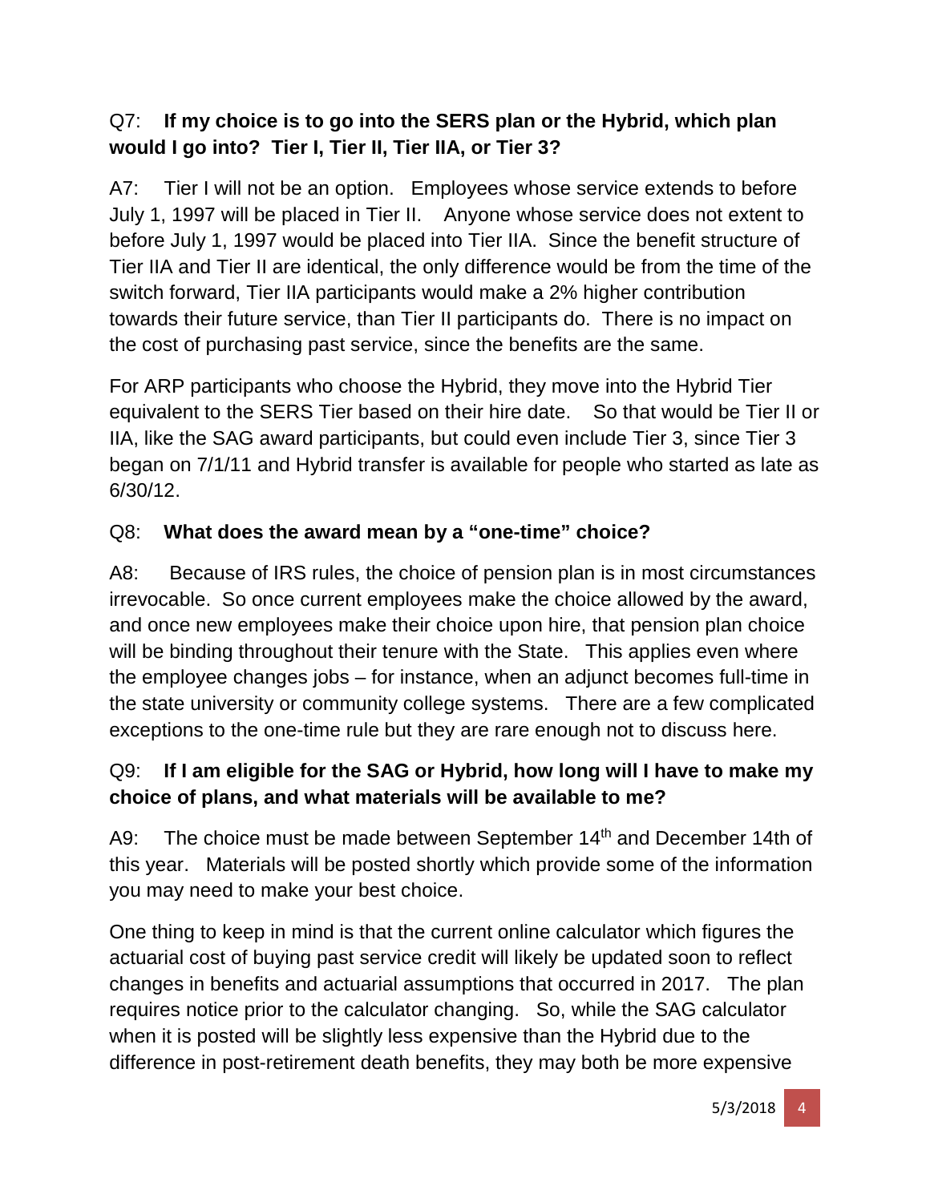Q7: **If my choice is to go into the SERS plan or the Hybrid, which plan would I go into? Tier I, Tier II, Tier IIA, or Tier 3?**

A7: Tier I will not be an option. Employees whose service extends to before July 1, 1997 will be placed in Tier II. Anyone whose service does not extent to before July 1, 1997 would be placed into Tier IIA. Since the benefit structure of Tier IIA and Tier II are identical, the only difference would be from the time of the switch forward, Tier IIA participants would make a 2% higher contribution towards their future service, than Tier II participants do. There is no impact on the cost of purchasing past service, since the benefits are the same.

For ARP participants who choose the Hybrid, they move into the Hybrid Tier equivalent to the SERS Tier based on their hire date. So that would be Tier II or IIA, like the SAG award participants, but could even include Tier 3, since Tier 3 began on 7/1/11 and Hybrid transfer is available for people who started as late as 6/30/12.

Q8: **What does the award mean by a "one-time" choice?**

A8: Because of IRS rules, the choice of pension plan is in most circumstances irrevocable. So once current employees make the choice allowed by the award, and once new employees make their choice upon hire, that pension plan choice will be binding throughout their tenure with the State. This applies even where the employee changes jobs – for instance, when an adjunct becomes full-time in the state university or community college systems. There are a few complicated exceptions to the one-time rule but they are rare enough not to discuss here.

Q9: **If I am eligible for the SAG or Hybrid, how long will I have to make my choice of plans, and what materials will be available to me?**

A9: The choice must be made between September 14th and December 14th of this year. Materials will be posted shortly which provide some of the information you may need to make your best choice.

One thing to keep in mind is that the current online calculator which figures the actuarial cost of buying past service credit will likely be updated soon to reflect changes in benefits and actuarial assumptions that occurred in 2017. The plan requires notice prior to the calculator changing. So, while the SAG calculator when it is posted will be slightly less expensive than the Hybrid due to the difference in post-retirement death benefits, they may both be more expensive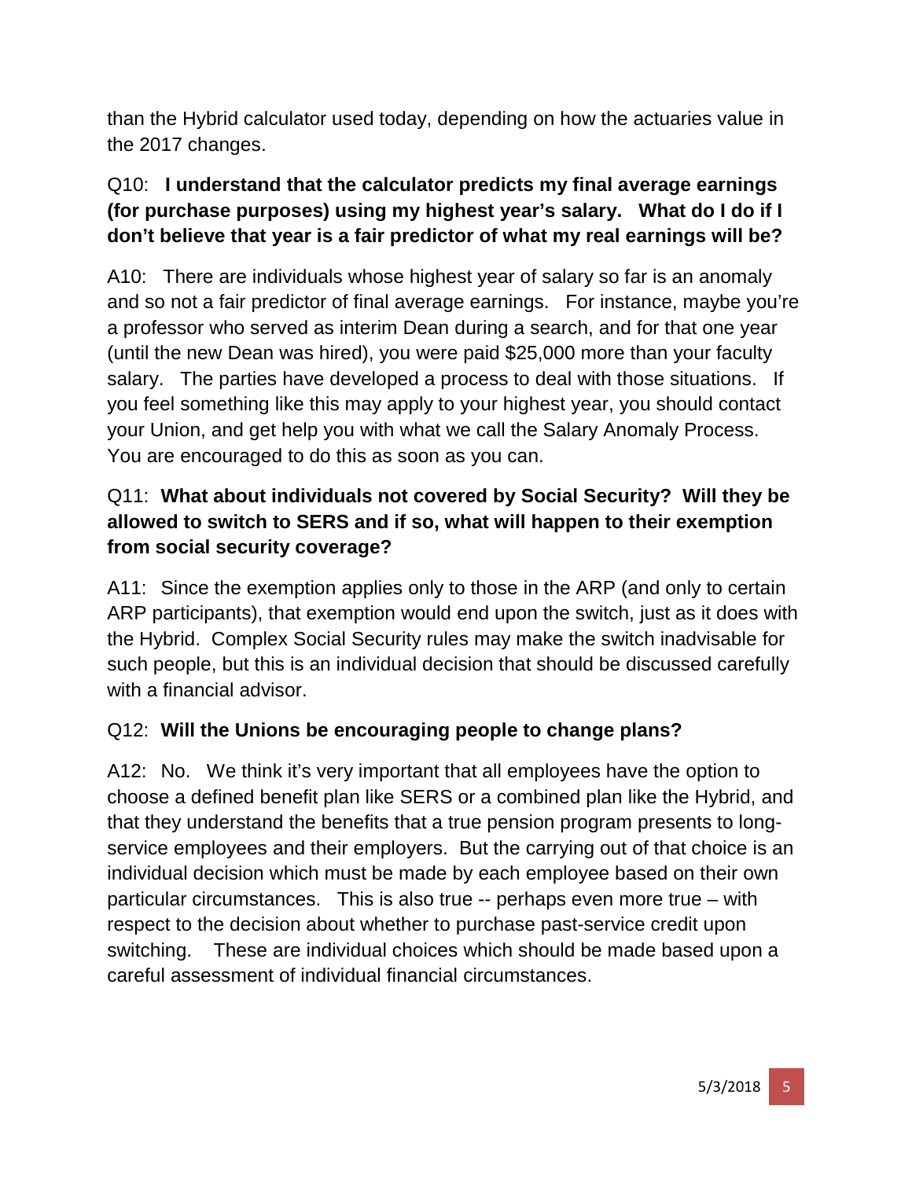than the Hybrid calculator used today, depending on how the actuaries value in the 2017 changes.

Q10: **I understand that the calculator predicts my final average earnings (for purchase purposes) using my highest year's salary. What do I do if I don't believe that year is a fair predictor of what my real earnings will be?**

A10: There are individuals whose highest year of salary so far is an anomaly and so not a fair predictor of final average earnings. For instance, maybe you're a professor who served as interim Dean during a search, and for that one year (until the new Dean was hired), you were paid $25,000 more than your faculty salary. The parties have developed a process to deal with those situations. If you feel something like this may apply to your highest year, you should contact your Union, and get help you with what we call the Salary Anomaly Process. You are encouraged to do this as soon as you can.

Q11: **What about individuals not covered by Social Security? Will they be allowed to switch to SERS and if so, what will happen to their exemption from social security coverage?**

A11: Since the exemption applies only to those in the ARP (and only to certain ARP participants), that exemption would end upon the switch, just as it does with the Hybrid. Complex Social Security rules may make the switch inadvisable for such people, but this is an individual decision that should be discussed carefully with a financial advisor.

Q12: **Will the Unions be encouraging people to change plans?**

A12: No. We think it's very important that all employees have the option to choose a defined benefit plan like SERS or a combined plan like the Hybrid, and that they understand the benefits that a true pension program presents to long-service employees and their employers. But the carrying out of that choice is an individual decision which must be made by each employee based on their own particular circumstances. This is also true -- perhaps even more true – with respect to the decision about whether to purchase past-service credit upon switching. These are individual choices which should be made based upon a careful assessment of individual financial circumstances.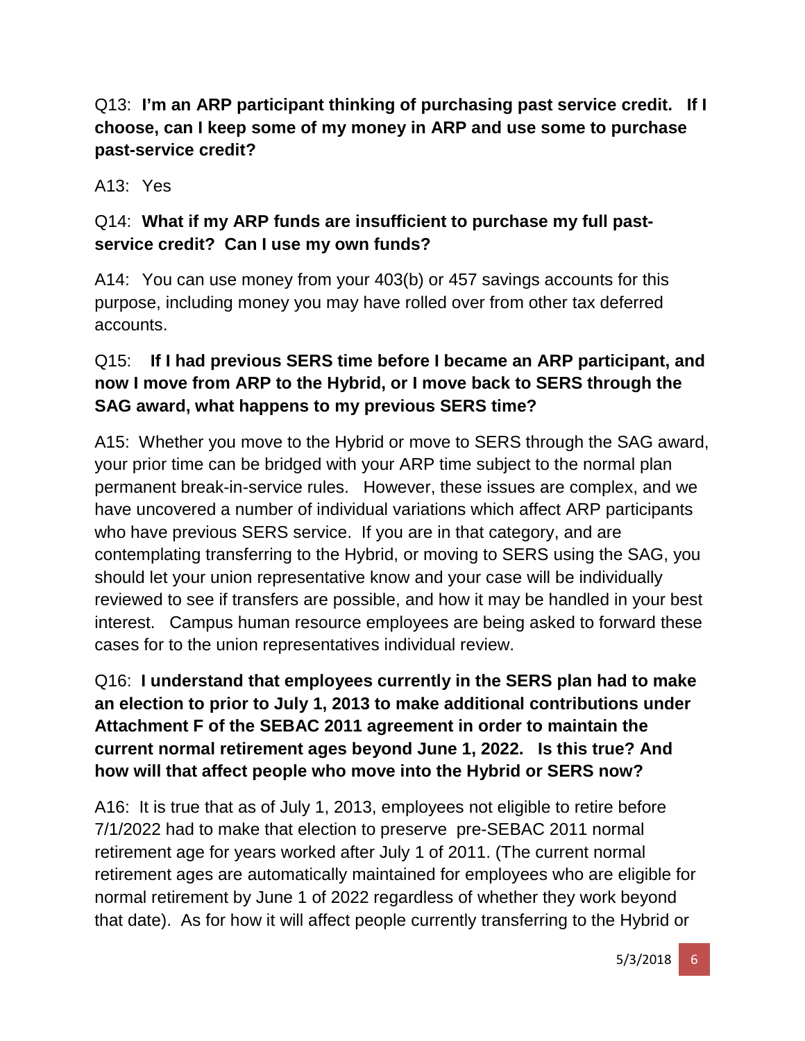Q13: **I'm an ARP participant thinking of purchasing past service credit. If I choose, can I keep some of my money in ARP and use some to purchase past-service credit?**

A13: Yes

Q14: **What if my ARP funds are insufficient to purchase my full past-service credit? Can I use my own funds?**

A14: You can use money from your 403(b) or 457 savings accounts for this purpose, including money you may have rolled over from other tax deferred accounts.

Q15: **If I had previous SERS time before I became an ARP participant, and now I move from ARP to the Hybrid, or I move back to SERS through the SAG award, what happens to my previous SERS time?**

A15: Whether you move to the Hybrid or move to SERS through the SAG award, your prior time can be bridged with your ARP time subject to the normal plan permanent break-in-service rules. However, these issues are complex, and we have uncovered a number of individual variations which affect ARP participants who have previous SERS service. If you are in that category, and are contemplating transferring to the Hybrid, or moving to SERS using the SAG, you should let your union representative know and your case will be individually reviewed to see if transfers are possible, and how it may be handled in your best interest. Campus human resource employees are being asked to forward these cases for to the union representatives individual review.

Q16: **I understand that employees currently in the SERS plan had to make an election to prior to July 1, 2013 to make additional contributions under Attachment F of the SEBAC 2011 agreement in order to maintain the current normal retirement ages beyond June 1, 2022. Is this true? And how will that affect people who move into the Hybrid or SERS now?**

A16: It is true that as of July 1, 2013, employees not eligible to retire before 7/1/2022 had to make that election to preserve pre-SEBAC 2011 normal retirement age for years worked after July 1 of 2011. (The current normal retirement ages are automatically maintained for employees who are eligible for normal retirement by June 1 of 2022 regardless of whether they work beyond that date). As for how it will affect people currently transferring to the Hybrid or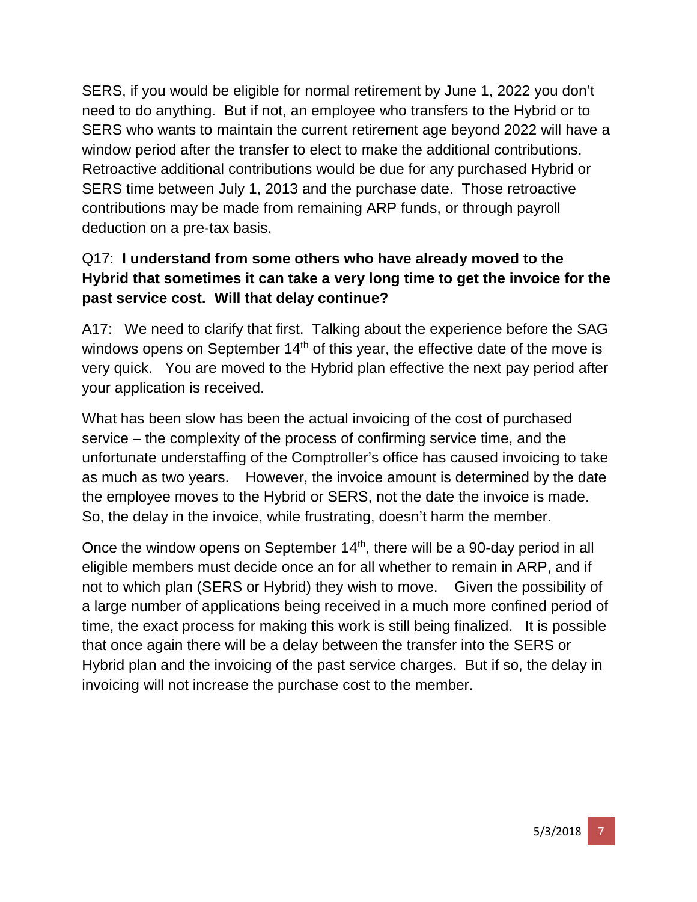SERS, if you would be eligible for normal retirement by June 1, 2022 you don't need to do anything. But if not, an employee who transfers to the Hybrid or to SERS who wants to maintain the current retirement age beyond 2022 will have a window period after the transfer to elect to make the additional contributions. Retroactive additional contributions would be due for any purchased Hybrid or SERS time between July 1, 2013 and the purchase date. Those retroactive contributions may be made from remaining ARP funds, or through payroll deduction on a pre-tax basis.

Q17: **I understand from some others who have already moved to the Hybrid that sometimes it can take a very long time to get the invoice for the past service cost. Will that delay continue?**

A17: We need to clarify that first. Talking about the experience before the SAG windows opens on September 14th of this year, the effective date of the move is very quick. You are moved to the Hybrid plan effective the next pay period after your application is received.

What has been slow has been the actual invoicing of the cost of purchased service – the complexity of the process of confirming service time, and the unfortunate understaffing of the Comptroller's office has caused invoicing to take as much as two years. However, the invoice amount is determined by the date the employee moves to the Hybrid or SERS, not the date the invoice is made. So, the delay in the invoice, while frustrating, doesn't harm the member.

Once the window opens on September 14th, there will be a 90-day period in all eligible members must decide once an for all whether to remain in ARP, and if not to which plan (SERS or Hybrid) they wish to move. Given the possibility of a large number of applications being received in a much more confined period of time, the exact process for making this work is still being finalized. It is possible that once again there will be a delay between the transfer into the SERS or Hybrid plan and the invoicing of the past service charges. But if so, the delay in invoicing will not increase the purchase cost to the member.